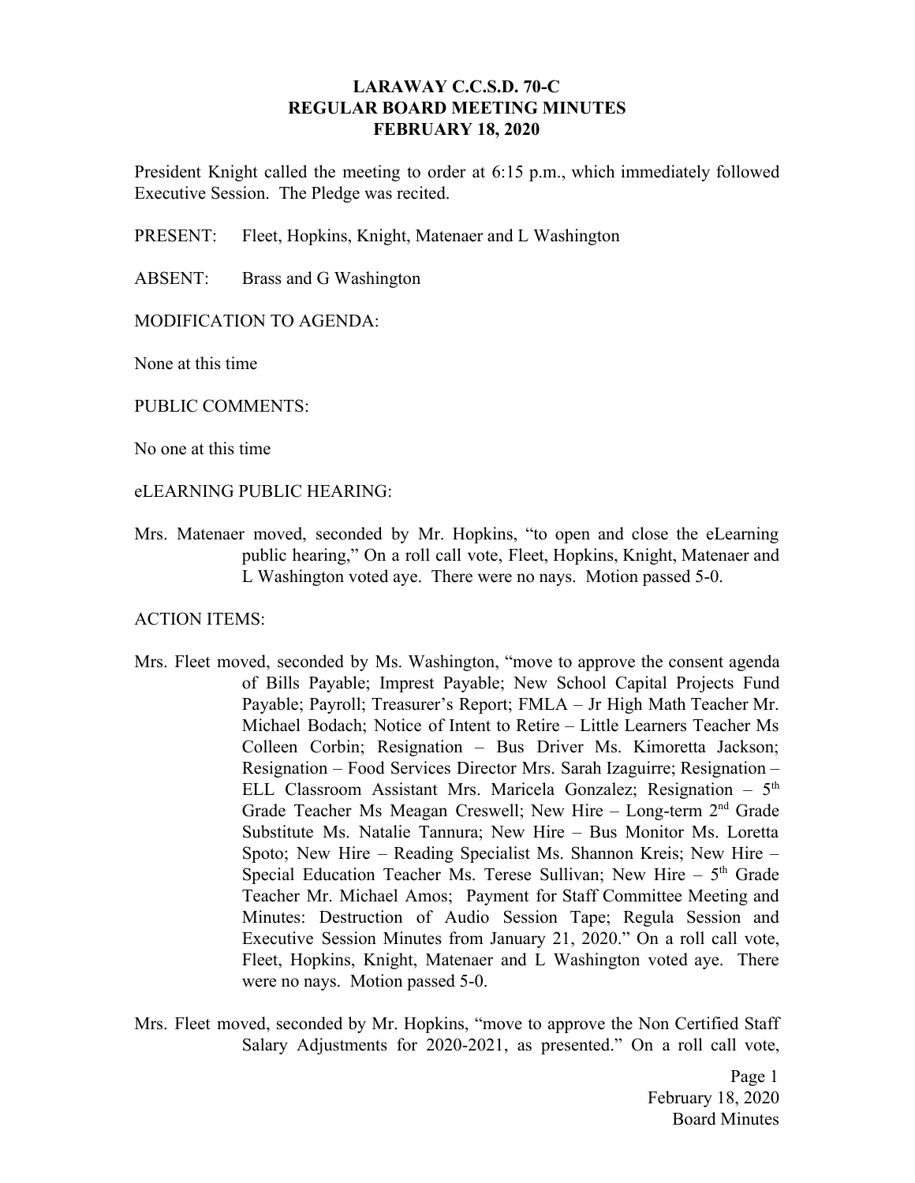# LARAWAY C.C.S.D. 70-C
## REGULAR BOARD MEETING MINUTES
## FEBRUARY 18, 2020

President Knight called the meeting to order at 6:15 p.m., which immediately followed Executive Session. The Pledge was recited.

PRESENT: Fleet, Hopkins, Knight, Matenaer and L Washington

ABSENT: Brass and G Washington

MODIFICATION TO AGENDA:

None at this time

PUBLIC COMMENTS:

No one at this time

eLEARNING PUBLIC HEARING:

Mrs. Matenaer moved, seconded by Mr. Hopkins, "to open and close the eLearning public hearing," On a roll call vote, Fleet, Hopkins, Knight, Matenaer and L Washington voted aye. There were no nays. Motion passed 5-0.

ACTION ITEMS:

Mrs. Fleet moved, seconded by Ms. Washington, "move to approve the consent agenda of Bills Payable; Imprest Payable; New School Capital Projects Fund Payable; Payroll; Treasurer's Report; FMLA – Jr High Math Teacher Mr. Michael Bodach; Notice of Intent to Retire – Little Learners Teacher Ms Colleen Corbin; Resignation – Bus Driver Ms. Kimoretta Jackson; Resignation – Food Services Director Mrs. Sarah Izaguirre; Resignation – ELL Classroom Assistant Mrs. Maricela Gonzalez; Resignation – 5th Grade Teacher Ms Meagan Creswell; New Hire – Long-term 2nd Grade Substitute Ms. Natalie Tannura; New Hire – Bus Monitor Ms. Loretta Spoto; New Hire – Reading Specialist Ms. Shannon Kreis; New Hire – Special Education Teacher Ms. Terese Sullivan; New Hire – 5th Grade Teacher Mr. Michael Amos; Payment for Staff Committee Meeting and Minutes: Destruction of Audio Session Tape; Regula Session and Executive Session Minutes from January 21, 2020." On a roll call vote, Fleet, Hopkins, Knight, Matenaer and L Washington voted aye. There were no nays. Motion passed 5-0.

Mrs. Fleet moved, seconded by Mr. Hopkins, "move to approve the Non Certified Staff Salary Adjustments for 2020-2021, as presented." On a roll call vote,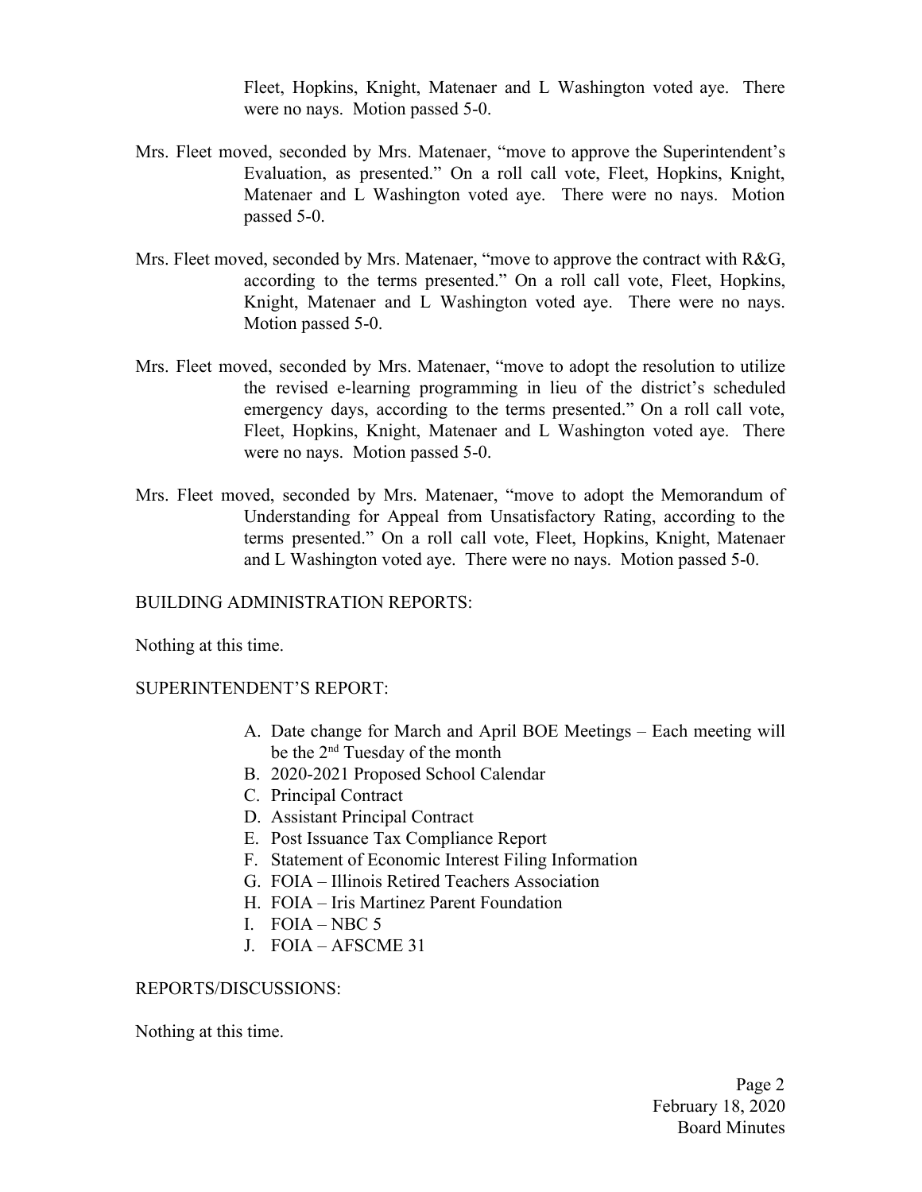Fleet, Hopkins, Knight, Matenaer and L Washington voted aye. There were no nays. Motion passed 5-0.

Mrs. Fleet moved, seconded by Mrs. Matenaer, "move to approve the Superintendent's Evaluation, as presented." On a roll call vote, Fleet, Hopkins, Knight, Matenaer and L Washington voted aye. There were no nays. Motion passed 5-0.

Mrs. Fleet moved, seconded by Mrs. Matenaer, "move to approve the contract with R&G, according to the terms presented." On a roll call vote, Fleet, Hopkins, Knight, Matenaer and L Washington voted aye. There were no nays. Motion passed 5-0.

Mrs. Fleet moved, seconded by Mrs. Matenaer, "move to adopt the resolution to utilize the revised e-learning programming in lieu of the district's scheduled emergency days, according to the terms presented." On a roll call vote, Fleet, Hopkins, Knight, Matenaer and L Washington voted aye. There were no nays. Motion passed 5-0.

Mrs. Fleet moved, seconded by Mrs. Matenaer, "move to adopt the Memorandum of Understanding for Appeal from Unsatisfactory Rating, according to the terms presented." On a roll call vote, Fleet, Hopkins, Knight, Matenaer and L Washington voted aye. There were no nays. Motion passed 5-0.

BUILDING ADMINISTRATION REPORTS:

Nothing at this time.

SUPERINTENDENT'S REPORT:

A. Date change for March and April BOE Meetings – Each meeting will be the 2nd Tuesday of the month
B. 2020-2021 Proposed School Calendar
C. Principal Contract
D. Assistant Principal Contract
E. Post Issuance Tax Compliance Report
F. Statement of Economic Interest Filing Information
G. FOIA – Illinois Retired Teachers Association
H. FOIA – Iris Martinez Parent Foundation
I. FOIA – NBC 5
J. FOIA – AFSCME 31

REPORTS/DISCUSSIONS:

Nothing at this time.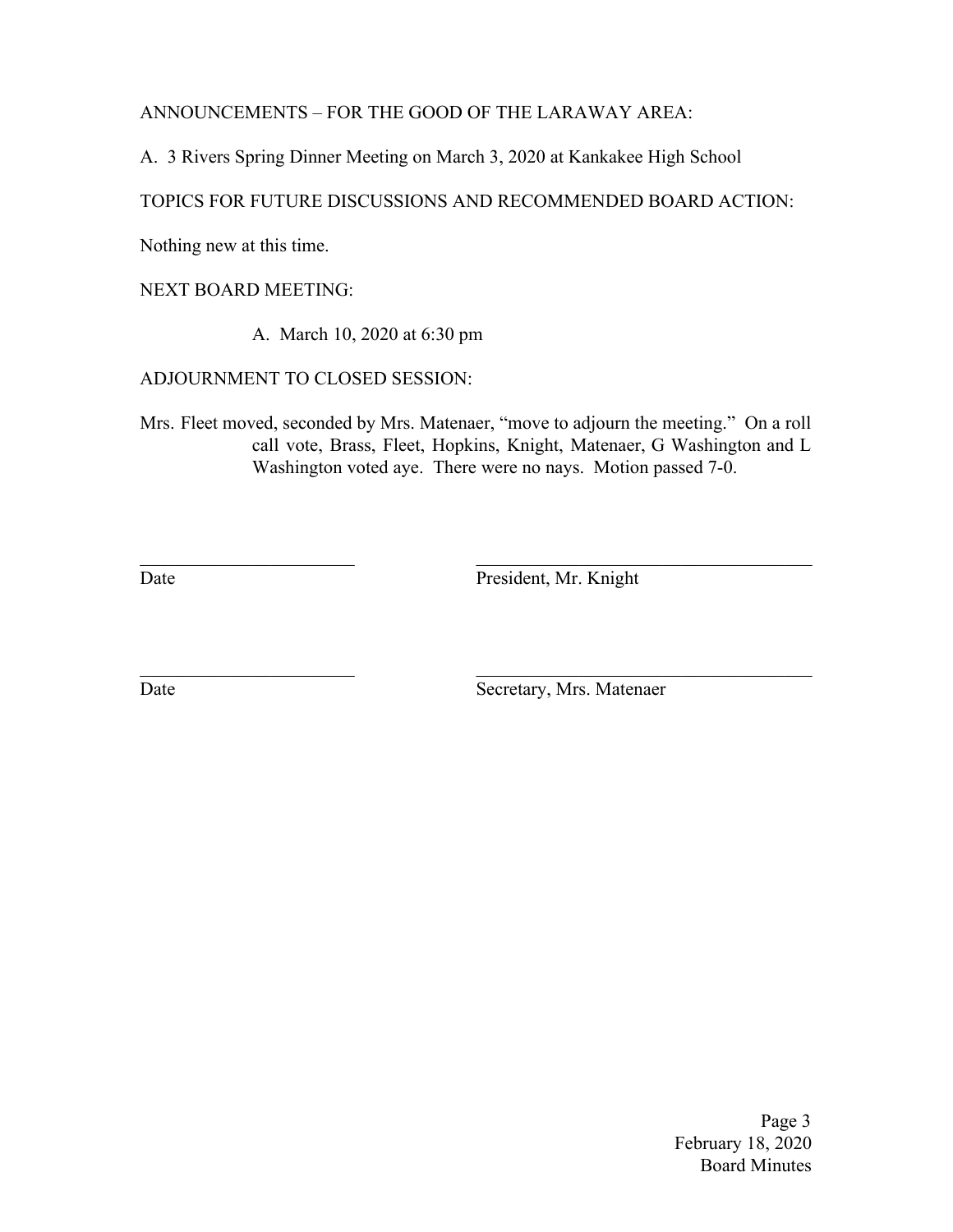ANNOUNCEMENTS – FOR THE GOOD OF THE LARAWAY AREA:

A. 3 Rivers Spring Dinner Meeting on March 3, 2020 at Kankakee High School

TOPICS FOR FUTURE DISCUSSIONS AND RECOMMENDED BOARD ACTION:

Nothing new at this time.

NEXT BOARD MEETING:

A. March 10, 2020 at 6:30 pm

ADJOURNMENT TO CLOSED SESSION:

Mrs. Fleet moved, seconded by Mrs. Matenaer, "move to adjourn the meeting." On a roll call vote, Brass, Fleet, Hopkins, Knight, Matenaer, G Washington and L Washington voted aye. There were no nays. Motion passed 7-0.

\_\_\_\_\_\_\_\_\_\_\_\_\_\_\_\_\_\_\_\_\_\_\_\_ \_\_\_\_\_\_\_\_\_\_\_\_\_\_\_\_\_\_\_\_\_\_\_\_\_\_\_\_\_\_\_\_\_\_\_\_\_\_

Date President, Mr. Knight

\_\_\_\_\_\_\_\_\_\_\_\_\_\_\_\_\_\_\_\_\_\_\_\_ \_\_\_\_\_\_\_\_\_\_\_\_\_\_\_\_\_\_\_\_\_\_\_\_\_\_\_\_\_\_\_\_\_\_\_\_\_\_

Date Secretary, Mrs. Matenaer